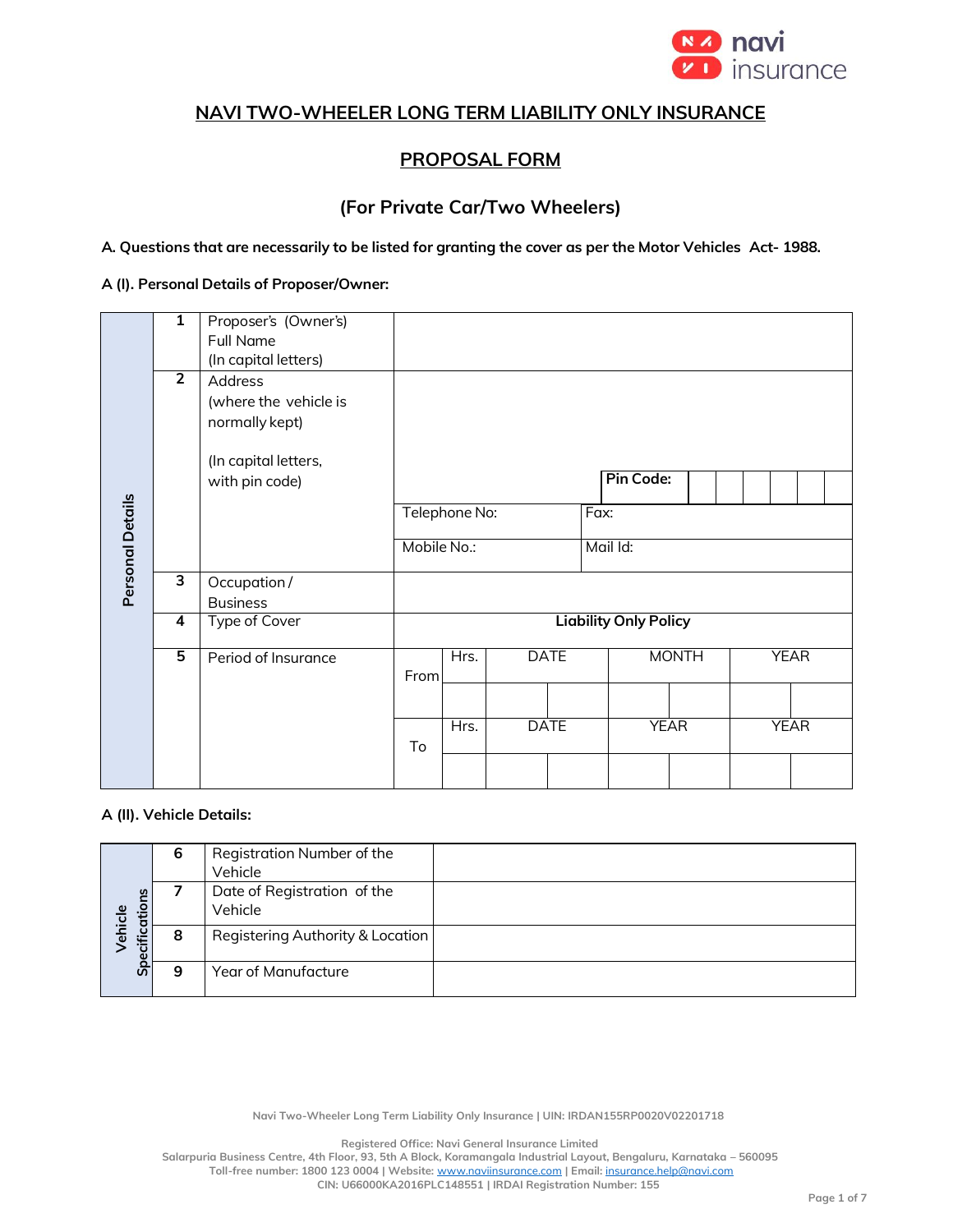# NAVI TWO-WHEELER LONG TERM LIABILITY ONLY INSURANCE

## PROPOSAL FORM

## (For Private Car/Two Wheelers)

**A. Questions that are necessarily to be listed for granting the cover as per the Motor Vehicles Act- 1988.**

**A (I). Personal Details of Proposer/Owner:**

| Personal Details | No. | Particulars | | | | | | |
|---|---|---|---|---|---|---|---|---|
| | 1 | Proposer's (Owner's) Full Name (In capital letters) | | | | | | |
| | 2 | Address (where the vehicle is normally kept) (In capital letters, with pin code) | | | | **Pin Code:** | | |
| | | | Telephone No: | | | Fax: | | |
| | | | Mobile No.: | | | Mail Id: | | |
| | 3 | Occupation / Business | | | | | | |
| | 4 | Type of Cover | **Liability Only Policy** | | | | | |
| | 5 | Period of Insurance | From | Hrs. | DATE | MONTH | YEAR | |
| | | | | | | | | |
| | | | To | Hrs. | DATE | YEAR | YEAR | |
| | | | | | | | | |

**A (II). Vehicle Details:**

| Vehicle Specifications | No. | Particulars | |
|---|---|---|---|
| | 6 | Registration Number of the Vehicle | |
| | 7 | Date of Registration of the Vehicle | |
| | 8 | Registering Authority & Location | |
| | 9 | Year of Manufacture | |

Navi Two-Wheeler Long Term Liability Only Insurance | UIN: IRDAN155RP0020V02201718

Registered Office: Navi General Insurance Limited
Salarpuria Business Centre, 4th Floor, 93, 5th A Block, Koramangala Industrial Layout, Bengaluru, Karnataka – 560095
Toll-free number: 1800 123 0004 | Website: www.naviinsurance.com | Email: insurance.help@navi.com
CIN: U66000KA2016PLC148551 | IRDAI Registration Number: 155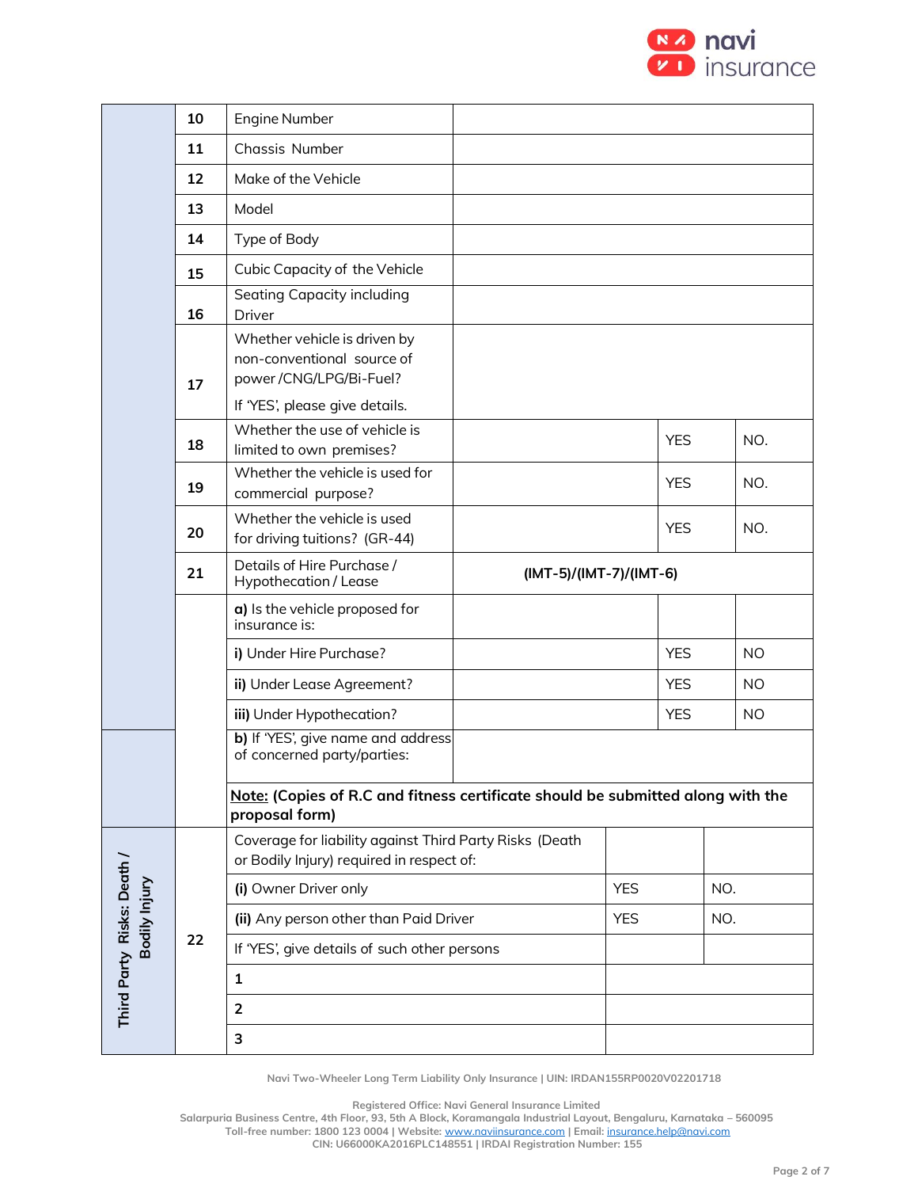| | No. | Particulars | Details | | |
|---|---|---|---|---|---|
| | 10 | Engine Number | | | |
| | 11 | Chassis Number | | | |
| | 12 | Make of the Vehicle | | | |
| | 13 | Model | | | |
| | 14 | Type of Body | | | |
| | 15 | Cubic Capacity of the Vehicle | | | |
| | 16 | Seating Capacity including Driver | | | |
| | 17 | Whether vehicle is driven by non-conventional source of power /CNG/LPG/Bi-Fuel? If 'YES', please give details. | | | |
| | 18 | Whether the use of vehicle is limited to own premises? | | YES | NO. |
| | 19 | Whether the vehicle is used for commercial purpose? | | YES | NO. |
| | 20 | Whether the vehicle is used for driving tuitions? (GR-44) | | YES | NO. |
| | 21 | Details of Hire Purchase / Hypothecation / Lease | **(IMT-5)/(IMT-7)/(IMT-6)** | | |
| | | **a)** Is the vehicle proposed for insurance is: | | | |
| | | **i)** Under Hire Purchase? | | YES | NO |
| | | **ii)** Under Lease Agreement? | | YES | NO |
| | | **iii)** Under Hypothecation? | | YES | NO |
| | | **b)** If 'YES', give name and address of concerned party/parties: | | | |
| | | **Note: (Copies of R.C and fitness certificate should be submitted along with the proposal form)** | | | |

| Third Party Risks: Death / Bodily Injury | No. | Particulars | | |
|---|---|---|---|---|
| | 22 | Coverage for liability against Third Party Risks (Death or Bodily Injury) required in respect of: | | |
| | | **(i)** Owner Driver only | YES | NO. |
| | | **(ii)** Any person other than Paid Driver | YES | NO. |
| | | If 'YES', give details of such other persons | | |
| | | **1** | | |
| | | **2** | | |
| | | **3** | | |

Navi Two-Wheeler Long Term Liability Only Insurance | UIN: IRDAN155RP0020V02201718

Registered Office: Navi General Insurance Limited
Salarpuria Business Centre, 4th Floor, 93, 5th A Block, Koramangala Industrial Layout, Bengaluru, Karnataka – 560095
Toll-free number: 1800 123 0004 | Website: www.naviinsurance.com | Email: insurance.help@navi.com
CIN: U66000KA2016PLC148551 | IRDAI Registration Number: 155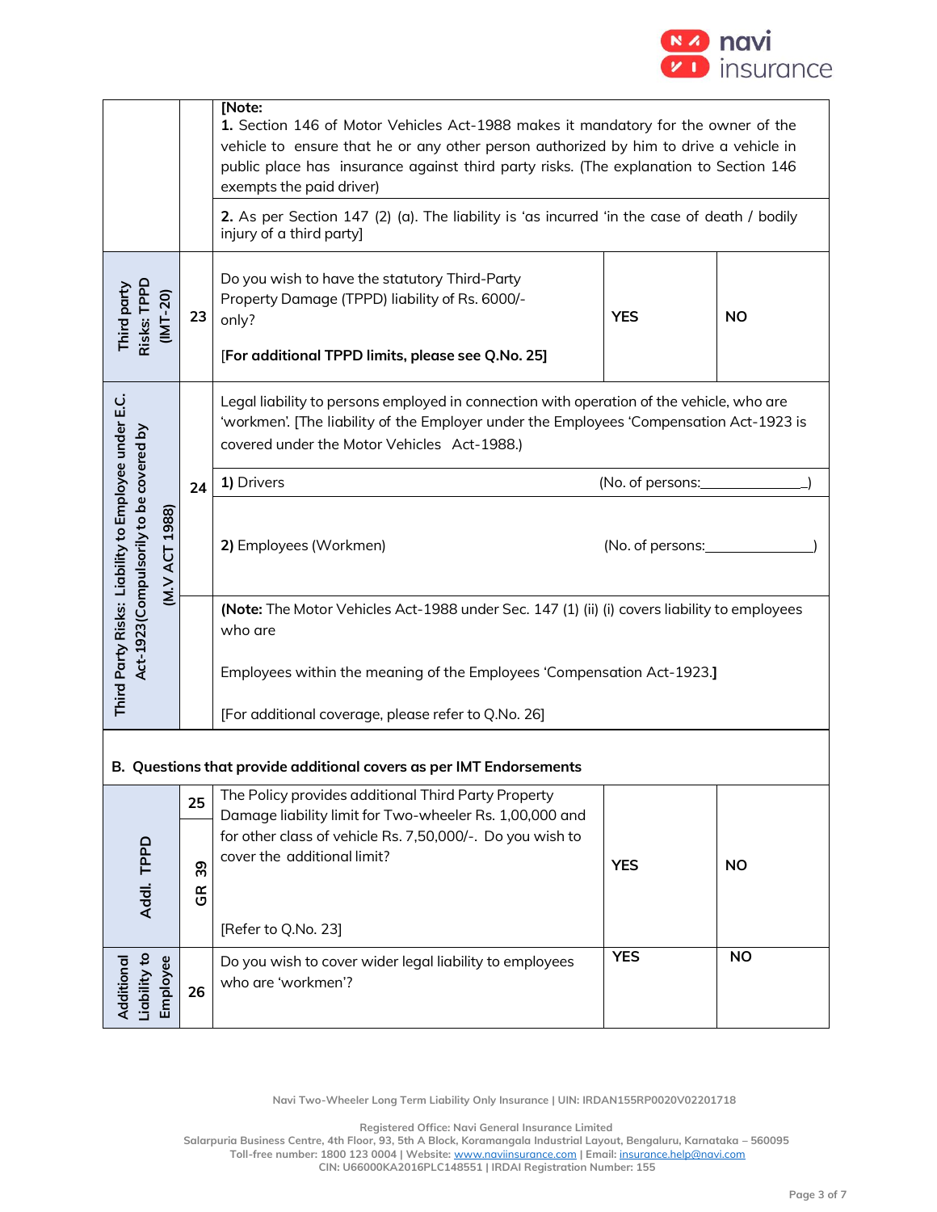| | | | | |
|---|---|---|---|---|
| | | **[Note:**<br>**1.** Section 146 of Motor Vehicles Act-1988 makes it mandatory for the owner of the vehicle to ensure that he or any other person authorized by him to drive a vehicle in public place has insurance against third party risks. (The explanation to Section 146 exempts the paid driver)<br><br>**2.** As per Section 147 (2) (a). The liability is 'as incurred 'in the case of death / bodily injury of a third party] | | |
| **Third party Risks: TPPD (IMT-20)** | 23 | Do you wish to have the statutory Third-Party Property Damage (TPPD) liability of Rs. 6000/- only?<br><br>**[For additional TPPD limits, please see Q.No. 25]** | **YES** | **NO** |
| **Third Party Risks: Liability to Employee under E.C. Act-1923(Compulsorily to be covered by (M.V ACT 1988)** | 24 | Legal liability to persons employed in connection with operation of the vehicle, who are 'workmen'. [The liability of the Employer under the Employees 'Compensation Act-1923 is covered under the Motor Vehicles Act-1988.)<br><br>**1)** Drivers (No. of persons:_______________)<br><br>**2)** Employees (Workmen) (No. of persons:_______________)<br><br>**(Note:** The Motor Vehicles Act-1988 under Sec. 147 (1) (ii) (i) covers liability to employees who are<br><br>Employees within the meaning of the Employees 'Compensation Act-1923.**]**<br><br>[For additional coverage, please refer to Q.No. 26] | | |

**B. Questions that provide additional covers as per IMT Endorsements**

| | | | | |
|---|---|---|---|---|
| **Addl. TPPD** | 25<br>GR 39 | The Policy provides additional Third Party Property Damage liability limit for Two-wheeler Rs. 1,00,000 and for other class of vehicle Rs. 7,50,000/-. Do you wish to cover the additional limit?<br><br>[Refer to Q.No. 23] | **YES** | **NO** |
| **Additional Liability to Employee** | 26 | Do you wish to cover wider legal liability to employees who are 'workmen'? | **YES** | **NO** |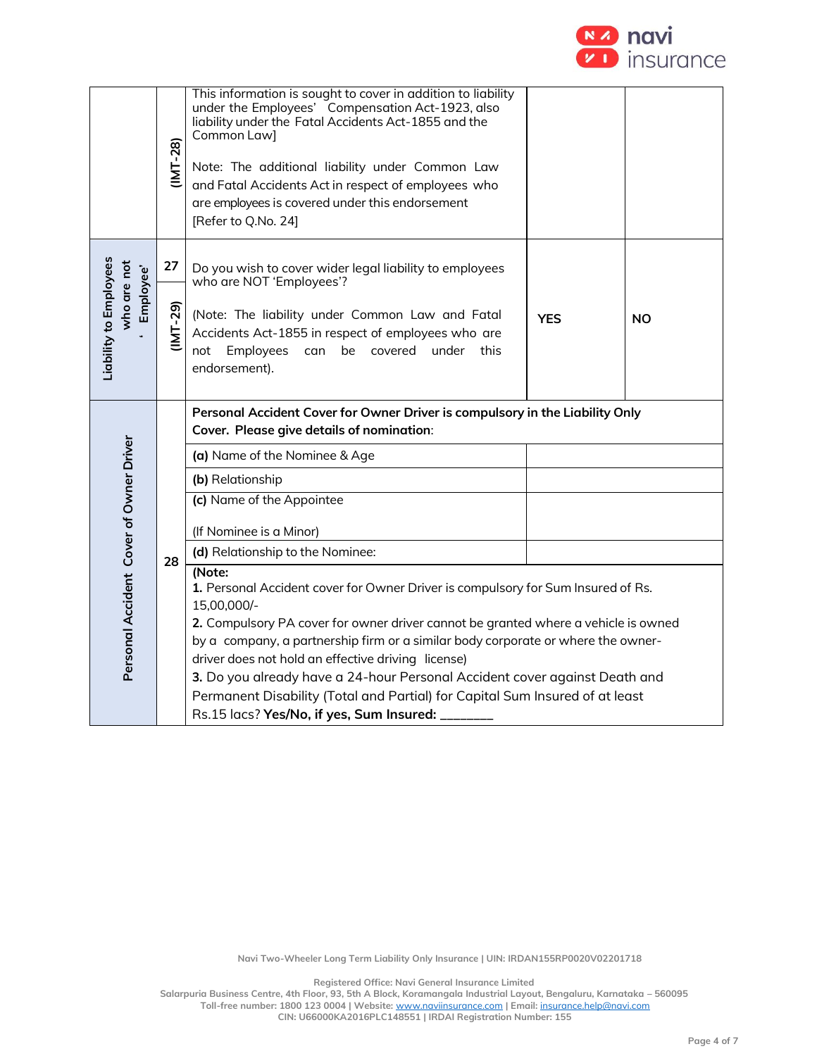| | | | | |
|---|---|---|---|---|
| | (IMT-28) | This information is sought to cover in addition to liability under the Employees' Compensation Act-1923, also liability under the Fatal Accidents Act-1855 and the Common Law]<br><br>Note: The additional liability under Common Law and Fatal Accidents Act in respect of employees who are employees is covered under this endorsement<br>[Refer to Q.No. 24] | | |
| Liability to Employees who are not 'Employee' | 27<br>(IMT-29) | Do you wish to cover wider legal liability to employees who are NOT 'Employees'?<br><br>(Note: The liability under Common Law and Fatal Accidents Act-1855 in respect of employees who are not Employees can be covered under this endorsement). | **YES** | **NO** |
| Personal Accident Cover of Owner Driver | 28 | **Personal Accident Cover for Owner Driver is compulsory in the Liability Only Cover. Please give details of nomination:** | | |
| | | **(a)** Name of the Nominee & Age | | |
| | | **(b)** Relationship | | |
| | | **(c)** Name of the Appointee<br><br>(If Nominee is a Minor) | | |
| | | **(d)** Relationship to the Nominee: | | |
| | | **(Note:**<br>**1.** Personal Accident cover for Owner Driver is compulsory for Sum Insured of Rs. 15,00,000/-<br>**2.** Compulsory PA cover for owner driver cannot be granted where a vehicle is owned by a company, a partnership firm or a similar body corporate or where the owner-driver does not hold an effective driving license)<br>**3.** Do you already have a 24-hour Personal Accident cover against Death and Permanent Disability (Total and Partial) for Capital Sum Insured of at least Rs.15 lacs? **Yes/No, if yes, Sum Insured: _______** | | |

Navi Two-Wheeler Long Term Liability Only Insurance | UIN: IRDAN155RP0020V02201718

Registered Office: Navi General Insurance Limited
Salarpuria Business Centre, 4th Floor, 93, 5th A Block, Koramangala Industrial Layout, Bengaluru, Karnataka – 560095
Toll-free number: 1800 123 0004 | Website: www.naviinsurance.com | Email: insurance.help@navi.com
CIN: U66000KA2016PLC148551 | IRDAI Registration Number: 155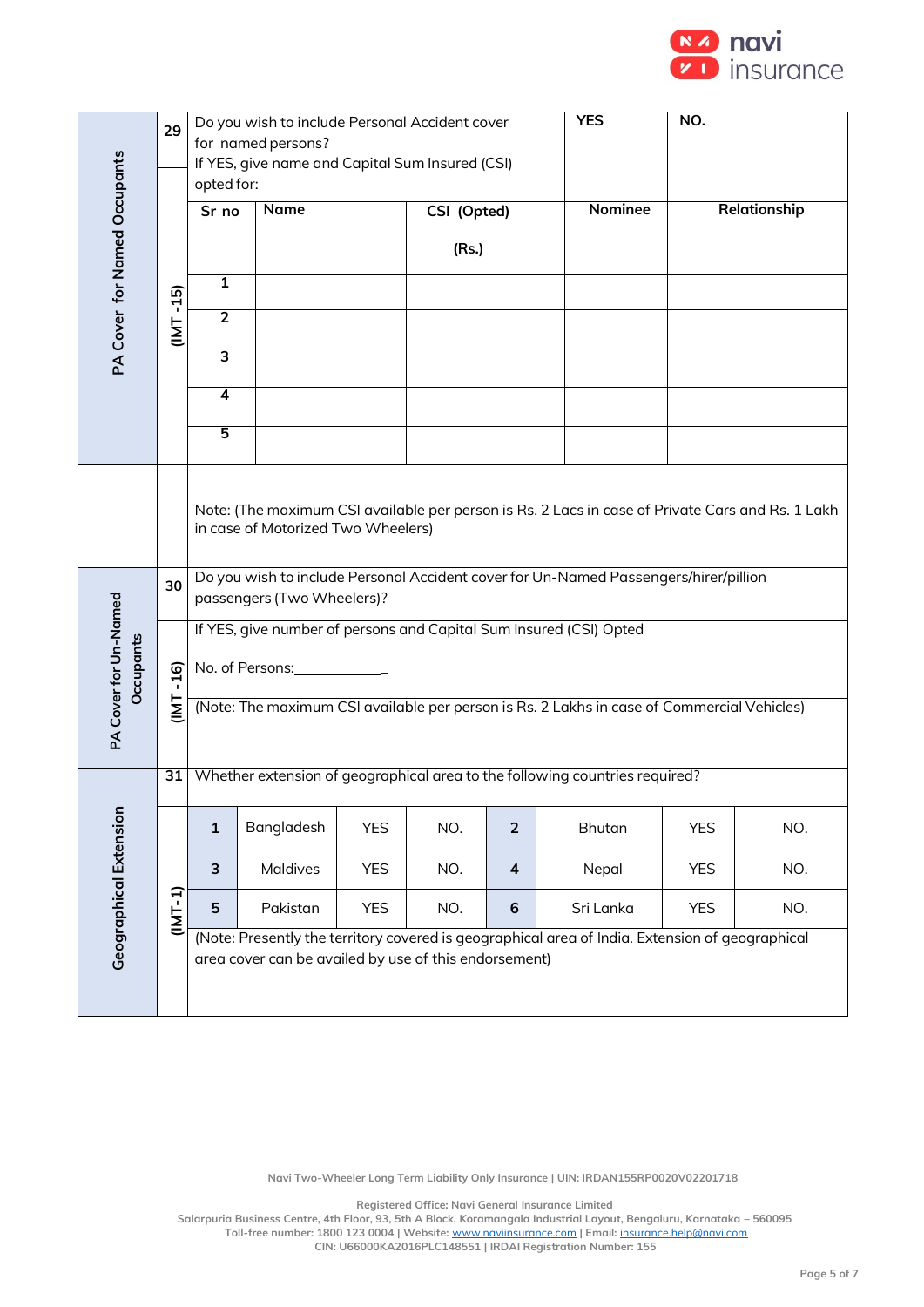| PA Cover for Named Occupants | 29 | Do you wish to include Personal Accident cover for named persons? If YES, give name and Capital Sum Insured (CSI) opted for: | | | YES | NO. |
|---|---|---|---|---|---|---|
| | (IMT -15) | Sr no | Name | CSI (Opted) (Rs.) | Nominee | Relationship |
| | | 1 | | | | |
| | | 2 | | | | |
| | | 3 | | | | |
| | | 4 | | | | |
| | | 5 | | | | |
| | | Note: (The maximum CSI available per person is Rs. 2 Lacs in case of Private Cars and Rs. 1 Lakh in case of Motorized Two Wheelers) | | | | |

| PA Cover for Un-Named Occupants | 30 | Do you wish to include Personal Accident cover for Un-Named Passengers/hirer/pillion passengers (Two Wheelers)? |
|---|---|---|
| | (IMT -16) | If YES, give number of persons and Capital Sum Insured (CSI) Opted |
| | | No. of Persons:___________ |
| | | (Note: The maximum CSI available per person is Rs. 2 Lakhs in case of Commercial Vehicles) |

| Geographical Extension | 31 | Whether extension of geographical area to the following countries required? | | | | | | | |
|---|---|---|---|---|---|---|---|---|---|
| | (IMT-1) | 1 | Bangladesh | YES | NO. | 2 | Bhutan | YES | NO. |
| | | 3 | Maldives | YES | NO. | 4 | Nepal | YES | NO. |
| | | 5 | Pakistan | YES | NO. | 6 | Sri Lanka | YES | NO. |
| | | (Note: Presently the territory covered is geographical area of India. Extension of geographical area cover can be availed by use of this endorsement) | | | | | | | |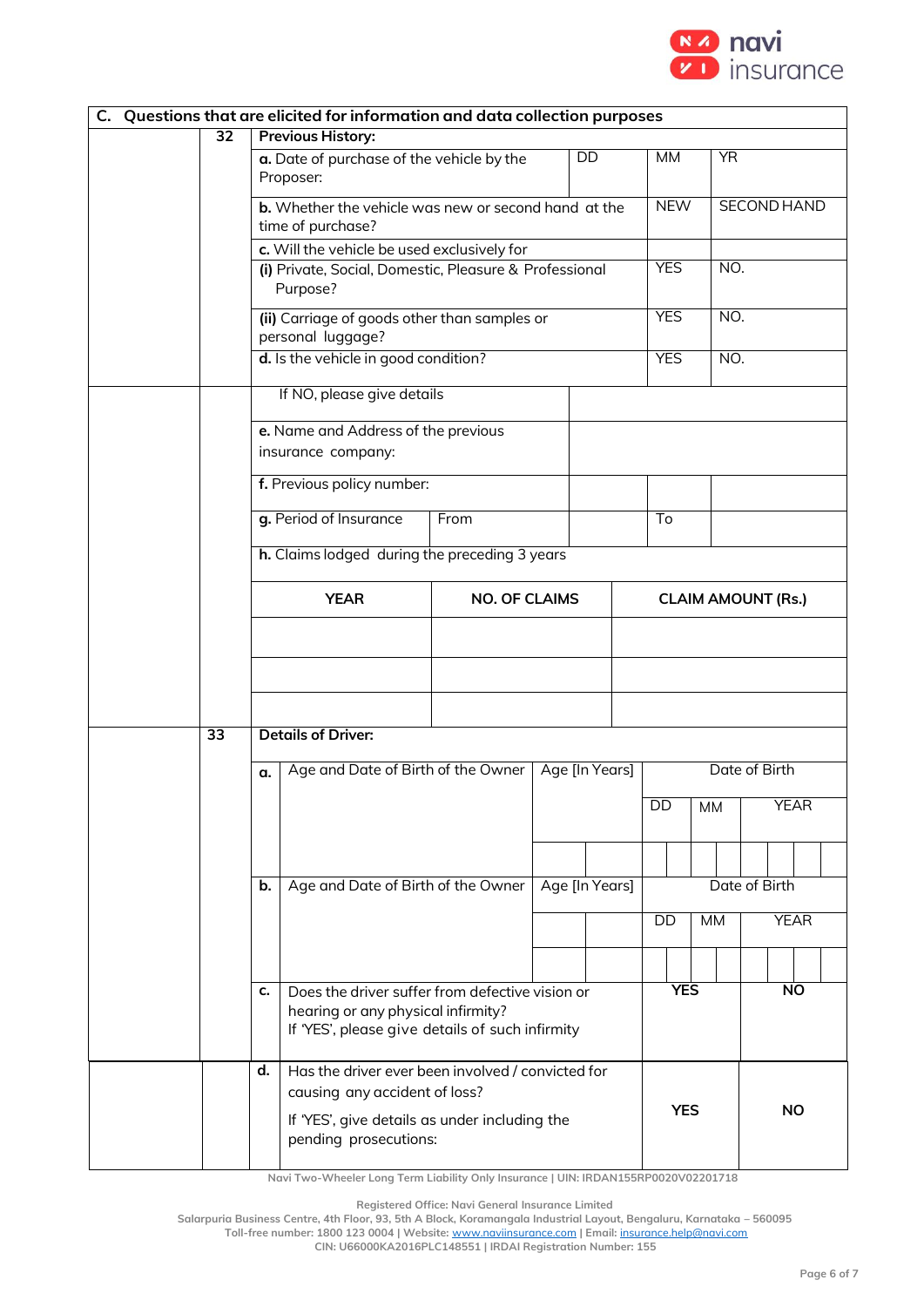## C. Questions that are elicited for information and data collection purposes

**32** **Previous History:**

| | | | |
|---|---|---|---|
| **a.** Date of purchase of the vehicle by the Proposer: | DD | MM | YR |
| **b.** Whether the vehicle was new or second hand at the time of purchase? | | NEW | SECOND HAND |
| **c.** Will the vehicle be used exclusively for | | | |
| **(i)** Private, Social, Domestic, Pleasure & Professional Purpose? | | YES | NO. |
| **(ii)** Carriage of goods other than samples or personal luggage? | | YES | NO. |
| **d.** Is the vehicle in good condition? | | YES | NO. |
| If NO, please give details | | | |
| **e.** Name and Address of the previous insurance company: | | | |
| **f.** Previous policy number: | | | |
| **g.** Period of Insurance | From | To | |

**h.** Claims lodged during the preceding 3 years

| YEAR | NO. OF CLAIMS | CLAIM AMOUNT (Rs.) |
|---|---|---|
| | | |
| | | |
| | | |

**33** **Details of Driver:**

| | | | | | |
|---|---|---|---|---|---|
| **a.** | Age and Date of Birth of the Owner | Age [In Years] | Date of Birth | | |
| | | | DD | MM | YEAR |
| | | | | | |
| **b.** | Age and Date of Birth of the Owner | Age [In Years] | Date of Birth | | |
| | | | DD | MM | YEAR |
| | | | | | |
| **c.** | Does the driver suffer from defective vision or hearing or any physical infirmity? If 'YES', please give details of such infirmity | | **YES** | | **NO** |
| **d.** | Has the driver ever been involved / convicted for causing any accident of loss? If 'YES', give details as under including the pending prosecutions: | | **YES** | | **NO** |

Navi Two-Wheeler Long Term Liability Only Insurance | UIN: IRDAN155RP0020V02201718

Registered Office: Navi General Insurance Limited
Salarpuria Business Centre, 4th Floor, 93, 5th A Block, Koramangala Industrial Layout, Bengaluru, Karnataka – 560095
Toll-free number: 1800 123 0004 | Website: www.naviinsurance.com | Email: insurance.help@navi.com
CIN: U66000KA2016PLC148551 | IRDAI Registration Number: 155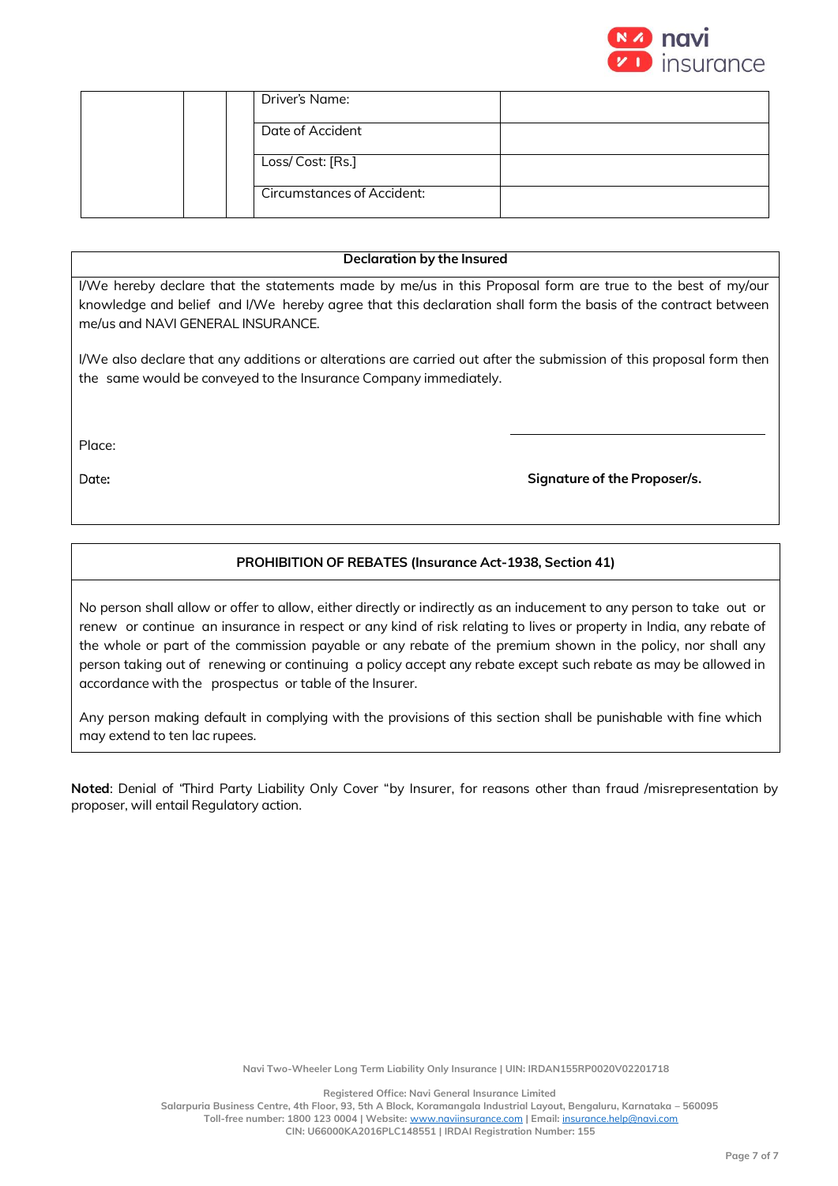| | | | | |
|---|---|---|---|---|
| | | | Driver's Name: | |
| | | | Date of Accident | |
| | | | Loss/ Cost: [Rs.] | |
| | | | Circumstances of Accident: | |

**Declaration by the Insured**

I/We hereby declare that the statements made by me/us in this Proposal form are true to the best of my/our knowledge and belief and I/We hereby agree that this declaration shall form the basis of the contract between me/us and NAVI GENERAL INSURANCE.

I/We also declare that any additions or alterations are carried out after the submission of this proposal form then the same would be conveyed to the Insurance Company immediately.

Place:

Date: **Signature of the Proposer/s.**

**PROHIBITION OF REBATES (Insurance Act-1938, Section 41)**

No person shall allow or offer to allow, either directly or indirectly as an inducement to any person to take out or renew or continue an insurance in respect or any kind of risk relating to lives or property in India, any rebate of the whole or part of the commission payable or any rebate of the premium shown in the policy, nor shall any person taking out of renewing or continuing a policy accept any rebate except such rebate as may be allowed in accordance with the prospectus or table of the Insurer.

Any person making default in complying with the provisions of this section shall be punishable with fine which may extend to ten lac rupees.

**Noted**: Denial of "Third Party Liability Only Cover "by Insurer, for reasons other than fraud /misrepresentation by proposer, will entail Regulatory action.

Navi Two-Wheeler Long Term Liability Only Insurance | UIN: IRDAN155RP0020V02201718

Registered Office: Navi General Insurance Limited
Salarpuria Business Centre, 4th Floor, 93, 5th A Block, Koramangala Industrial Layout, Bengaluru, Karnataka – 560095
Toll-free number: 1800 123 0004 | Website: www.naviinsurance.com | Email: insurance.help@navi.com
CIN: U66000KA2016PLC148551 | IRDAI Registration Number: 155